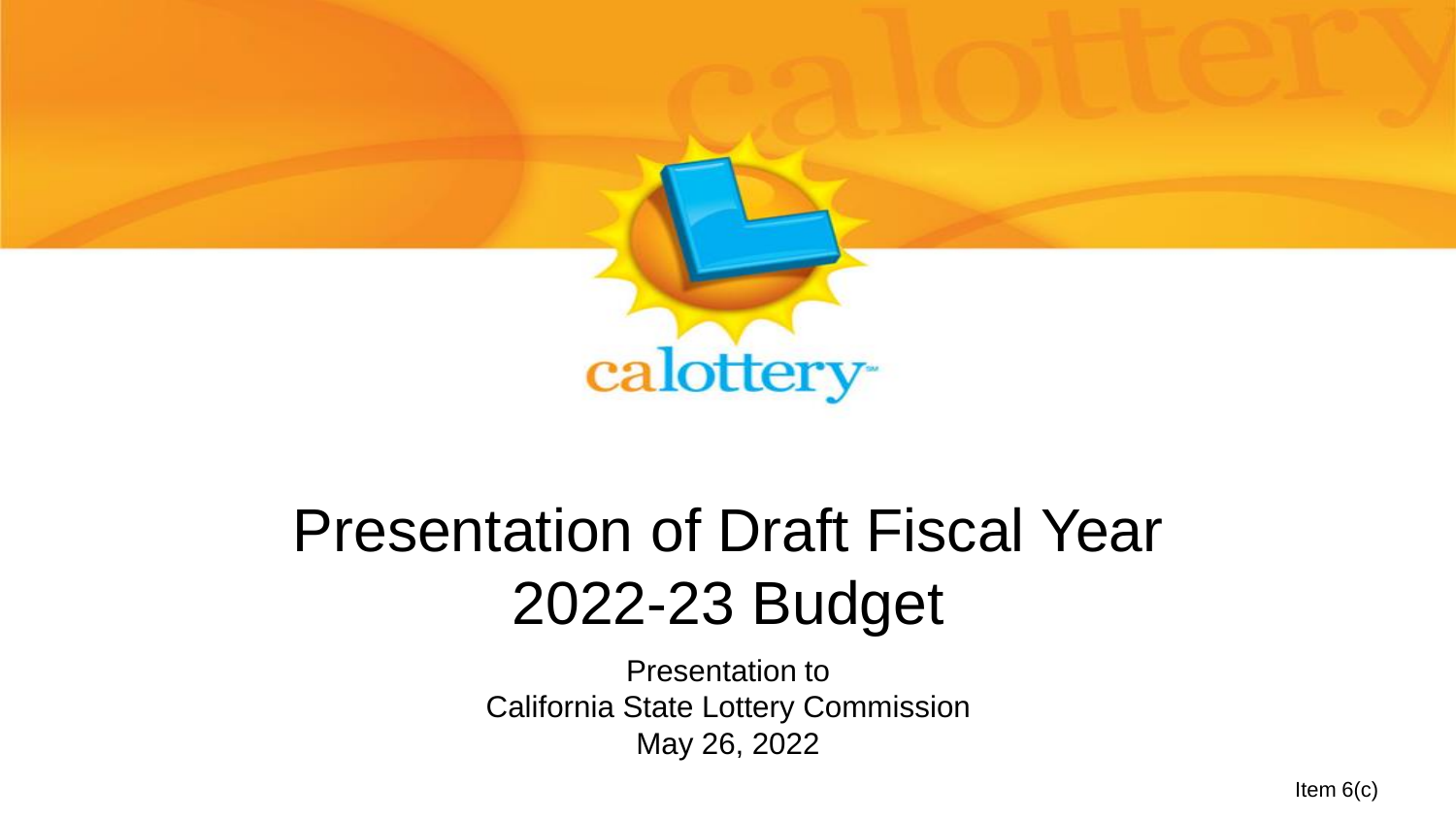# Presentation of Draft Fiscal Year 2022-23 Budget

Presentation to
California State Lottery Commission
May 26, 2022

Item 6(c)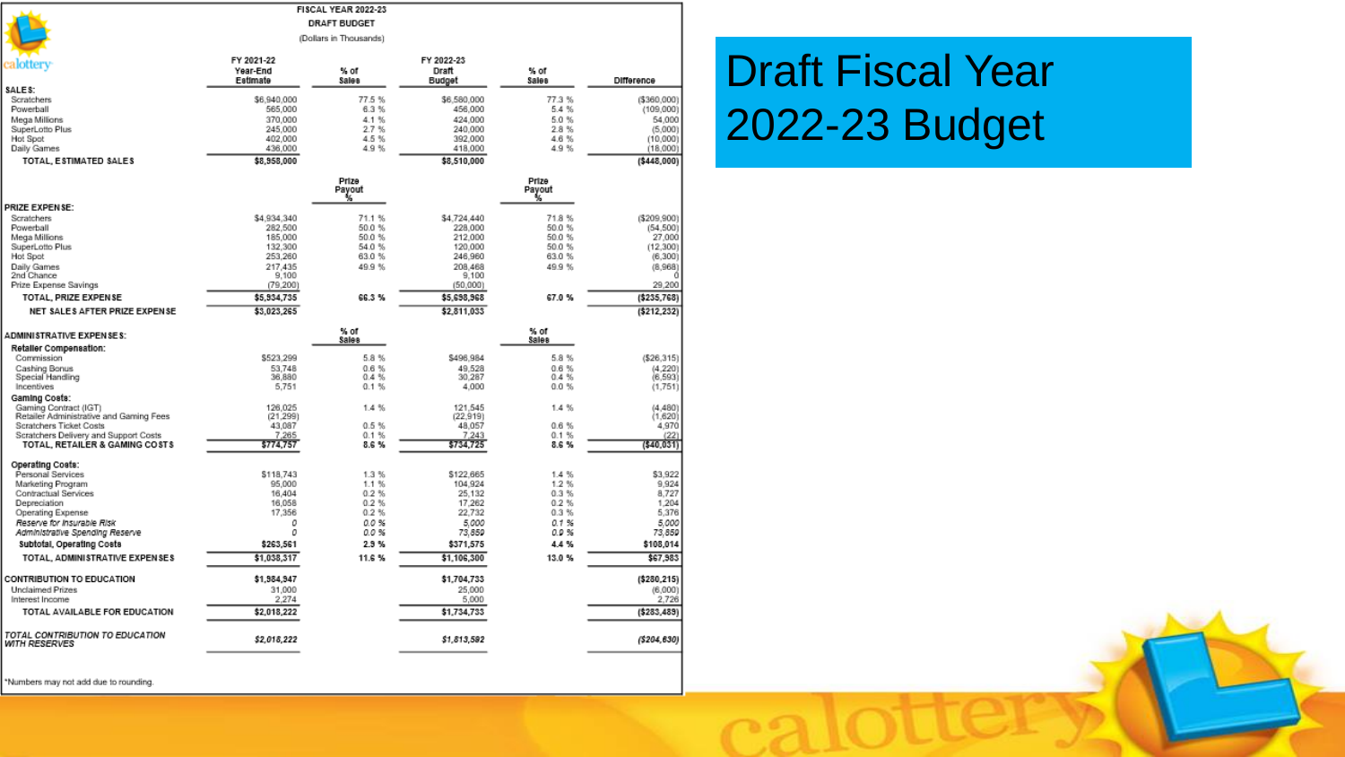# Draft Fiscal Year 2022-23 Budget

**FISCAL YEAR 2022-23**
**DRAFT BUDGET**
(Dollars in Thousands)

| | FY 2021-22 Year-End Estimate | % of Sales | FY 2022-23 Draft Budget | % of Sales | Difference |
|---|---|---|---|---|---|
| **SALES:** | | | | | |
| Scratchers | $6,940,000 | 77.5 % | $6,580,000 | 77.3 % | ($360,000) |
| Powerball | 565,000 | 6.3 % | 456,000 | 5.4 % | (109,000) |
| Mega Millions | 370,000 | 4.1 % | 424,000 | 5.0 % | 54,000 |
| SuperLotto Plus | 245,000 | 2.7 % | 240,000 | 2.8 % | (5,000) |
| Hot Spot | 402,000 | 4.5 % | 392,000 | 4.6 % | (10,000) |
| Daily Games | 436,000 | 4.9 % | 418,000 | 4.9 % | (18,000) |
| **TOTAL, ESTIMATED SALES** | **$8,958,000** | | **$8,510,000** | | **($448,000)** |
| | | **Prize Payout %** | | **Prize Payout %** | |
| **PRIZE EXPENSE:** | | | | | |
| Scratchers | $4,934,340 | 71.1 % | $4,724,440 | 71.8 % | ($209,900) |
| Powerball | 282,500 | 50.0 % | 228,000 | 50.0 % | (54,500) |
| Mega Millions | 185,000 | 50.0 % | 212,000 | 50.0 % | 27,000 |
| SuperLotto Plus | 132,300 | 54.0 % | 120,000 | 50.0 % | (12,300) |
| Hot Spot | 253,260 | 63.0 % | 246,960 | 63.0 % | (6,300) |
| Daily Games | 217,435 | 49.9 % | 208,468 | 49.9 % | (8,968) |
| 2nd Chance | 9,100 | | 9,100 | | 0 |
| Prize Expense Savings | (79,200) | | (50,000) | | 29,200 |
| **TOTAL, PRIZE EXPENSE** | **$5,934,735** | **66.3 %** | **$5,698,968** | **67.0 %** | **($235,768)** |
| **NET SALES AFTER PRIZE EXPENSE** | **$3,023,265** | | **$2,811,033** | | **($212,232)** |
| | | **% of Sales** | | **% of Sales** | |
| **ADMINISTRATIVE EXPENSES:** | | | | | |
| **Retailer Compensation:** | | | | | |
| Commission | $523,299 | 5.8 % | $496,984 | 5.8 % | ($26,315) |
| Cashing Bonus | 53,748 | 0.6 % | 49,528 | 0.6 % | (4,220) |
| Special Handling | 36,880 | 0.4 % | 30,287 | 0.4 % | (6,593) |
| Incentives | 5,751 | 0.1 % | 4,000 | 0.0 % | (1,751) |
| **Gaming Costs:** | | | | | |
| Gaming Contract (IGT) | 126,025 | 1.4 % | 121,545 | 1.4 % | (4,480) |
| Retailer Administrative and Gaming Fees | (21,299) | | (22,919) | | (1,620) |
| Scratchers Ticket Costs | 43,087 | 0.5 % | 48,057 | 0.6 % | 4,970 |
| Scratchers Delivery and Support Costs | 7,265 | 0.1 % | 7,243 | 0.1 % | (22) |
| **TOTAL, RETAILER & GAMING COSTS** | **$774,757** | **8.6 %** | **$734,725** | **8.6 %** | **($40,031)** |
| **Operating Costs:** | | | | | |
| Personal Services | $118,743 | 1.3 % | $122,665 | 1.4 % | $3,922 |
| Marketing Program | 95,000 | 1.1 % | 104,924 | 1.2 % | 9,924 |
| Contractual Services | 16,404 | 0.2 % | 25,132 | 0.3 % | 8,727 |
| Depreciation | 16,058 | 0.2 % | 17,262 | 0.2 % | 1,204 |
| Operating Expense | 17,356 | 0.2 % | 22,732 | 0.3 % | 5,376 |
| *Reserve for Insurable Risk* | *0* | *0.0 %* | *5,000* | *0.1 %* | *5,000* |
| *Administrative Spending Reserve* | *0* | *0.0 %* | *73,859* | *0.9 %* | *73,859* |
| **Subtotal, Operating Costs** | **$263,561** | **2.9 %** | **$371,575** | **4.4 %** | **$108,014** |
| **TOTAL, ADMINISTRATIVE EXPENSES** | **$1,038,317** | **11.6 %** | **$1,106,300** | **13.0 %** | **$67,983** |
| **CONTRIBUTION TO EDUCATION** | **$1,984,947** | | **$1,704,733** | | **($280,215)** |
| Unclaimed Prizes | 31,000 | | 25,000 | | (6,000) |
| Interest Income | 2,274 | | 5,000 | | 2,726 |
| **TOTAL AVAILABLE FOR EDUCATION** | **$2,018,222** | | **$1,734,733** | | **($283,489)** |
| ***TOTAL CONTRIBUTION TO EDUCATION WITH RESERVES*** | ***$2,018,222*** | | ***$1,813,592*** | | ***($204,630)*** |

*Numbers may not add due to rounding.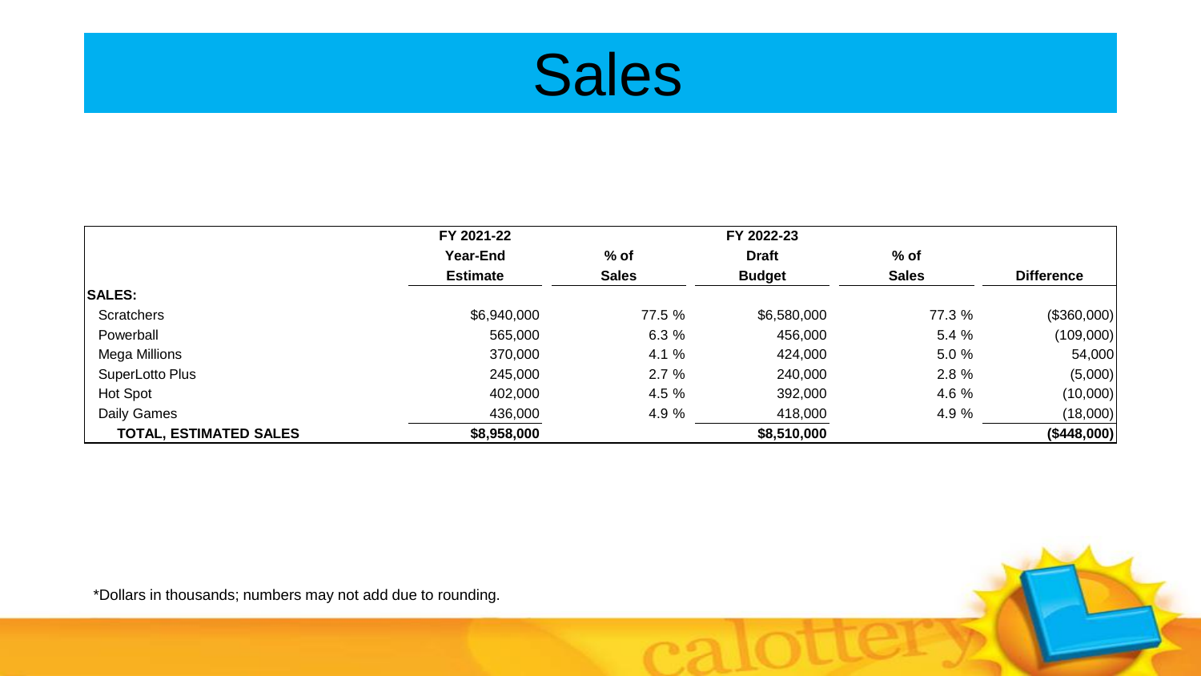# Sales

| | FY 2021-22 Year-End Estimate | % of Sales | FY 2022-23 Draft Budget | % of Sales | Difference |
|---|---|---|---|---|---|
| **SALES:** | | | | | |
| Scratchers | $6,940,000 | 77.5 % | $6,580,000 | 77.3 % | ($360,000) |
| Powerball | 565,000 | 6.3 % | 456,000 | 5.4 % | (109,000) |
| Mega Millions | 370,000 | 4.1 % | 424,000 | 5.0 % | 54,000 |
| SuperLotto Plus | 245,000 | 2.7 % | 240,000 | 2.8 % | (5,000) |
| Hot Spot | 402,000 | 4.5 % | 392,000 | 4.6 % | (10,000) |
| Daily Games | 436,000 | 4.9 % | 418,000 | 4.9 % | (18,000) |
| **TOTAL, ESTIMATED SALES** | **$8,958,000** | | **$8,510,000** | | **($448,000)** |

*Dollars in thousands; numbers may not add due to rounding.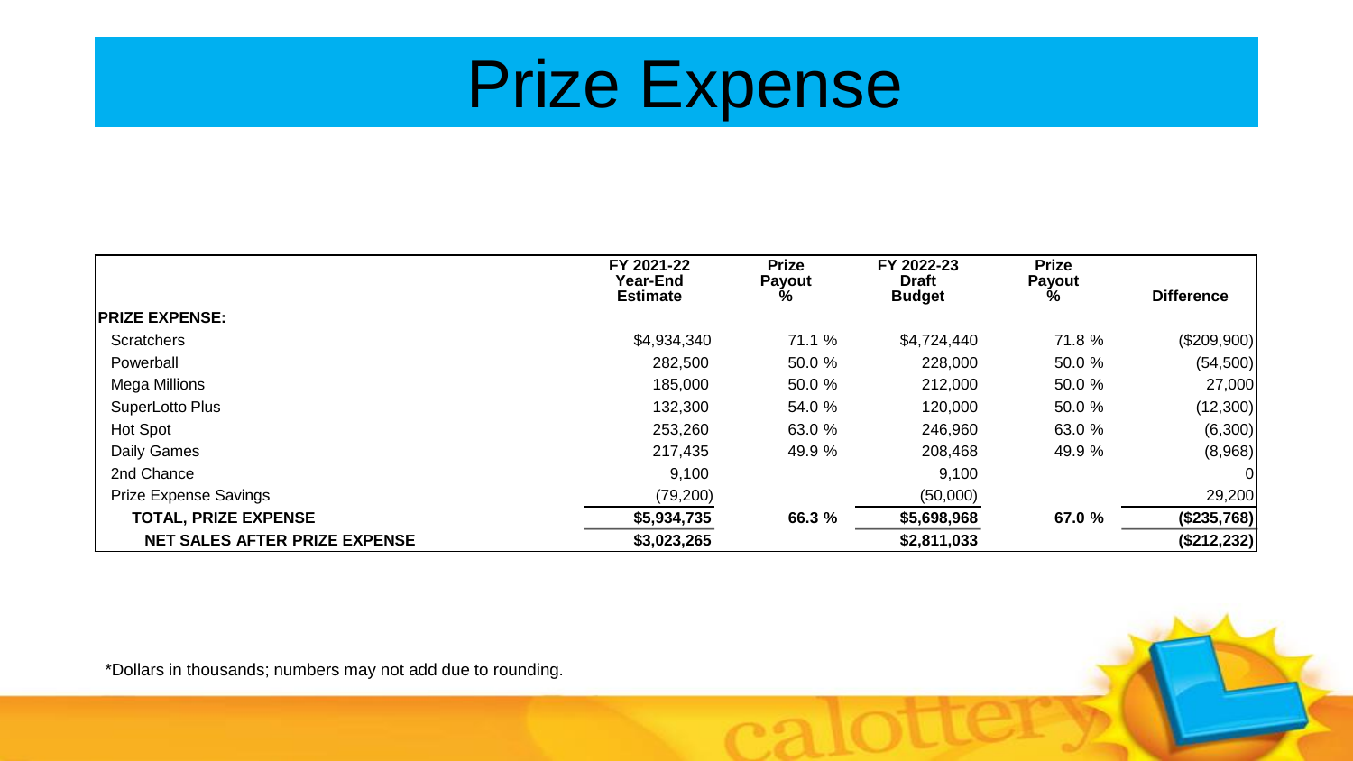# Prize Expense

| | FY 2021-22 Year-End Estimate | Prize Payout % | FY 2022-23 Draft Budget | Prize Payout % | Difference |
|---|---|---|---|---|---|
| **PRIZE EXPENSE:** | | | | | |
| Scratchers | $4,934,340 | 71.1 % | $4,724,440 | 71.8 % | ($209,900) |
| Powerball | 282,500 | 50.0 % | 228,000 | 50.0 % | (54,500) |
| Mega Millions | 185,000 | 50.0 % | 212,000 | 50.0 % | 27,000 |
| SuperLotto Plus | 132,300 | 54.0 % | 120,000 | 50.0 % | (12,300) |
| Hot Spot | 253,260 | 63.0 % | 246,960 | 63.0 % | (6,300) |
| Daily Games | 217,435 | 49.9 % | 208,468 | 49.9 % | (8,968) |
| 2nd Chance | 9,100 | | 9,100 | | 0 |
| Prize Expense Savings | (79,200) | | (50,000) | | 29,200 |
| **TOTAL, PRIZE EXPENSE** | **$5,934,735** | **66.3 %** | **$5,698,968** | **67.0 %** | **($235,768)** |
| **NET SALES AFTER PRIZE EXPENSE** | **$3,023,265** | | **$2,811,033** | | **($212,232)** |

*Dollars in thousands; numbers may not add due to rounding.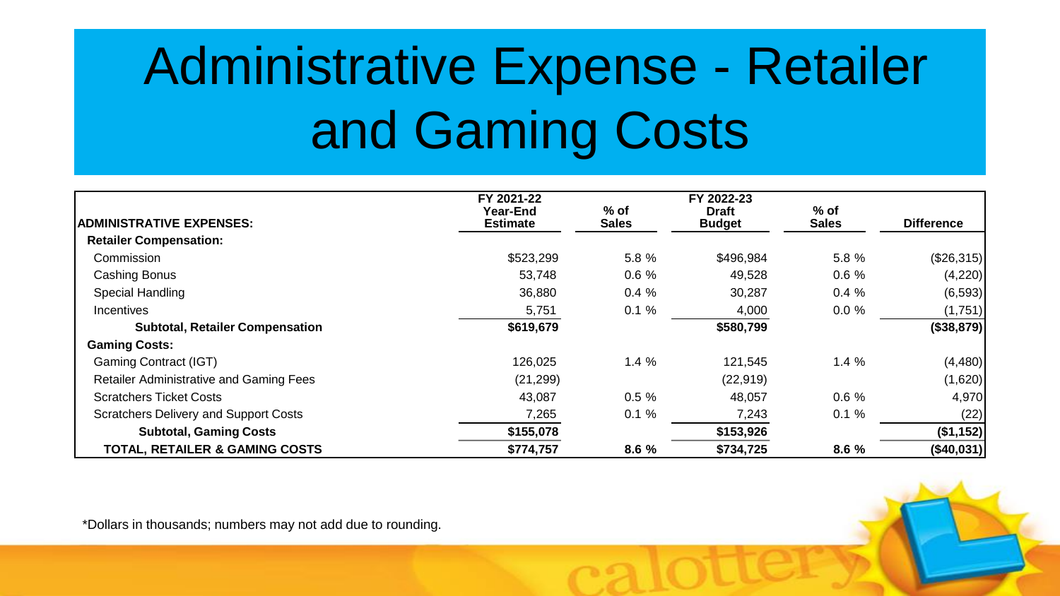# Administrative Expense - Retailer and Gaming Costs

| ADMINISTRATIVE EXPENSES: | FY 2021-22 Year-End Estimate | % of Sales | FY 2022-23 Draft Budget | % of Sales | Difference |
|---|---|---|---|---|---|
| **Retailer Compensation:** | | | | | |
| Commission | $523,299 | 5.8 % | $496,984 | 5.8 % | ($26,315) |
| Cashing Bonus | 53,748 | 0.6 % | 49,528 | 0.6 % | (4,220) |
| Special Handling | 36,880 | 0.4 % | 30,287 | 0.4 % | (6,593) |
| Incentives | 5,751 | 0.1 % | 4,000 | 0.0 % | (1,751) |
| **Subtotal, Retailer Compensation** | **$619,679** | | **$580,799** | | **($38,879)** |
| **Gaming Costs:** | | | | | |
| Gaming Contract (IGT) | 126,025 | 1.4 % | 121,545 | 1.4 % | (4,480) |
| Retailer Administrative and Gaming Fees | (21,299) | | (22,919) | | (1,620) |
| Scratchers Ticket Costs | 43,087 | 0.5 % | 48,057 | 0.6 % | 4,970 |
| Scratchers Delivery and Support Costs | 7,265 | 0.1 % | 7,243 | 0.1 % | (22) |
| **Subtotal, Gaming Costs** | **$155,078** | | **$153,926** | | **($1,152)** |
| **TOTAL, RETAILER & GAMING COSTS** | **$774,757** | **8.6 %** | **$734,725** | **8.6 %** | **($40,031)** |

*Dollars in thousands; numbers may not add due to rounding.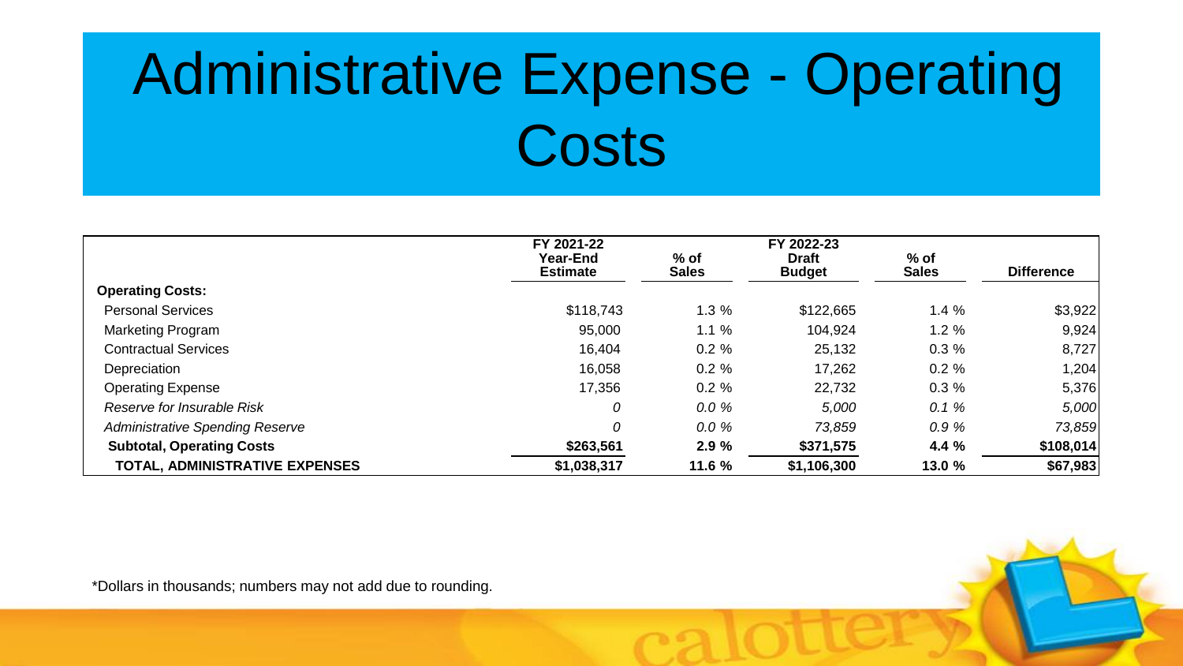# Administrative Expense - Operating Costs

| | FY 2021-22 Year-End Estimate | % of Sales | FY 2022-23 Draft Budget | % of Sales | Difference |
|---|---|---|---|---|---|
| **Operating Costs:** | | | | | |
| Personal Services | $118,743 | 1.3 % | $122,665 | 1.4 % | $3,922 |
| Marketing Program | 95,000 | 1.1 % | 104,924 | 1.2 % | 9,924 |
| Contractual Services | 16,404 | 0.2 % | 25,132 | 0.3 % | 8,727 |
| Depreciation | 16,058 | 0.2 % | 17,262 | 0.2 % | 1,204 |
| Operating Expense | 17,356 | 0.2 % | 22,732 | 0.3 % | 5,376 |
| *Reserve for Insurable Risk* | *0* | *0.0 %* | *5,000* | *0.1 %* | *5,000* |
| *Administrative Spending Reserve* | *0* | *0.0 %* | *73,859* | *0.9 %* | *73,859* |
| **Subtotal, Operating Costs** | **$263,561** | **2.9 %** | **$371,575** | **4.4 %** | **$108,014** |
| **TOTAL, ADMINISTRATIVE EXPENSES** | **$1,038,317** | **11.6 %** | **$1,106,300** | **13.0 %** | **$67,983** |

*Dollars in thousands; numbers may not add due to rounding.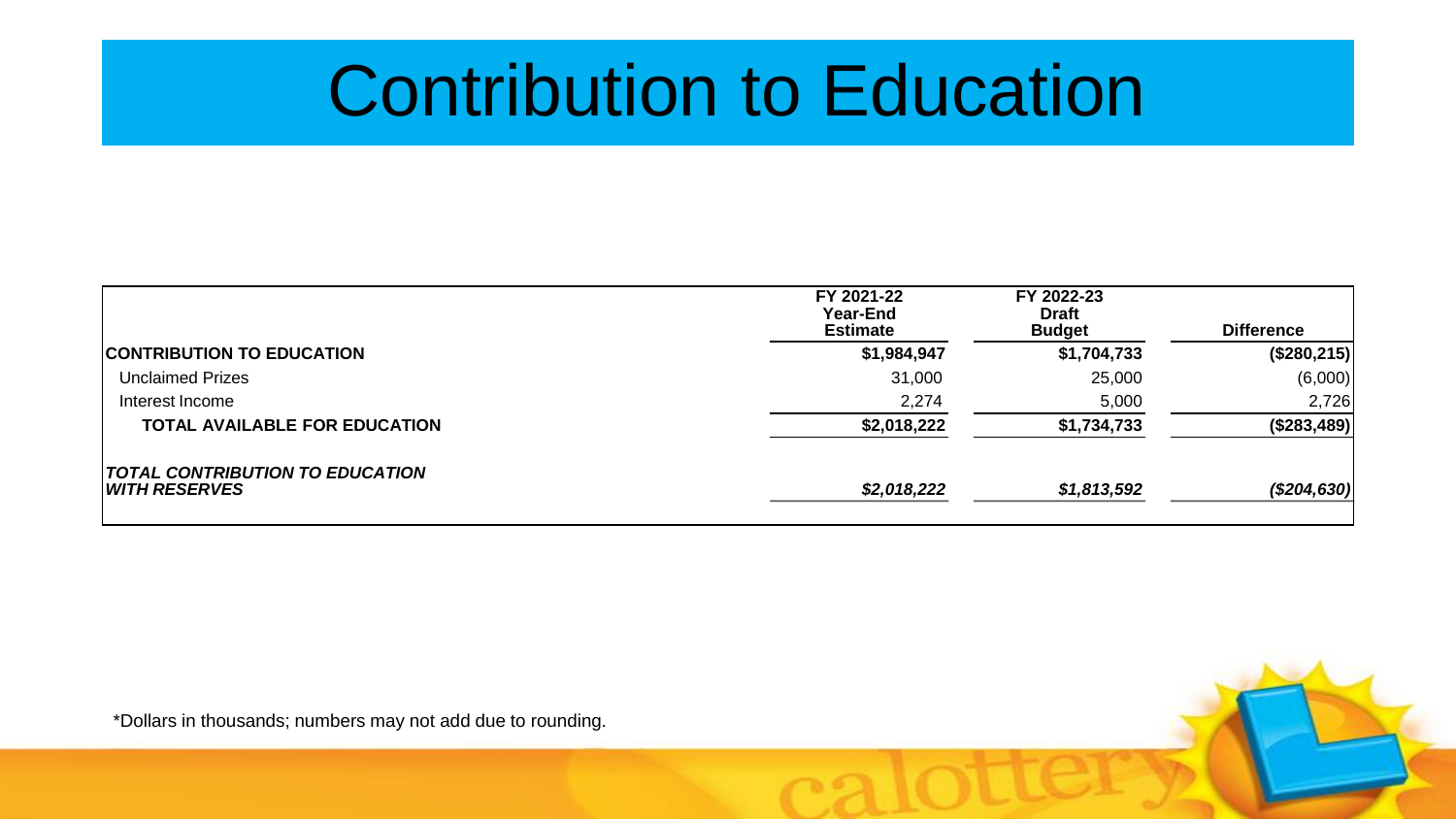# Contribution to Education

| | FY 2021-22 Year-End Estimate | FY 2022-23 Draft Budget | Difference |
|---|---|---|---|
| **CONTRIBUTION TO EDUCATION** | **$1,984,947** | **$1,704,733** | **($280,215)** |
| Unclaimed Prizes | 31,000 | 25,000 | (6,000) |
| Interest Income | 2,274 | 5,000 | 2,726 |
| **TOTAL AVAILABLE FOR EDUCATION** | **$2,018,222** | **$1,734,733** | **($283,489)** |
| ***TOTAL CONTRIBUTION TO EDUCATION WITH RESERVES*** | ***$2,018,222*** | ***$1,813,592*** | ***($204,630)*** |

*Dollars in thousands; numbers may not add due to rounding.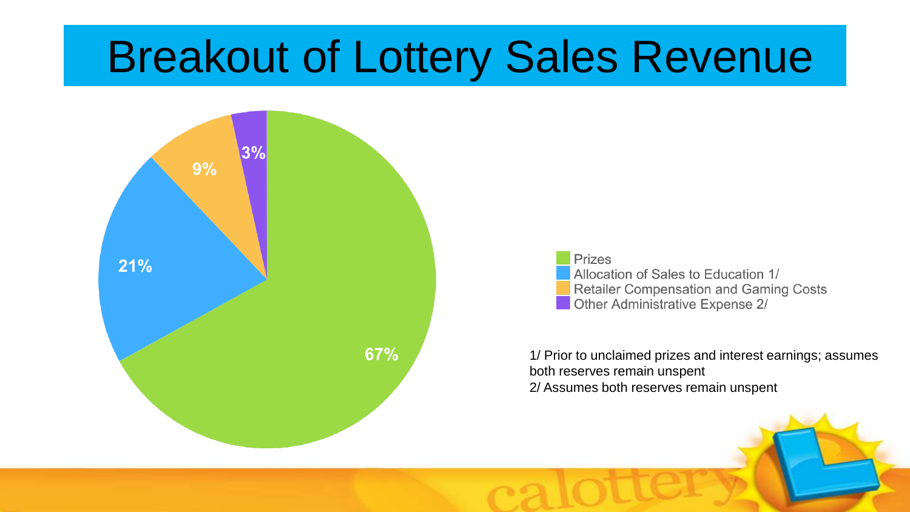# Breakout of Lottery Sales Revenue

3%
9%
21%
67%

Prizes
Allocation of Sales to Education 1/
Retailer Compensation and Gaming Costs
Other Administrative Expense 2/

1/ Prior to unclaimed prizes and interest earnings; assumes both reserves remain unspent
2/ Assumes both reserves remain unspent